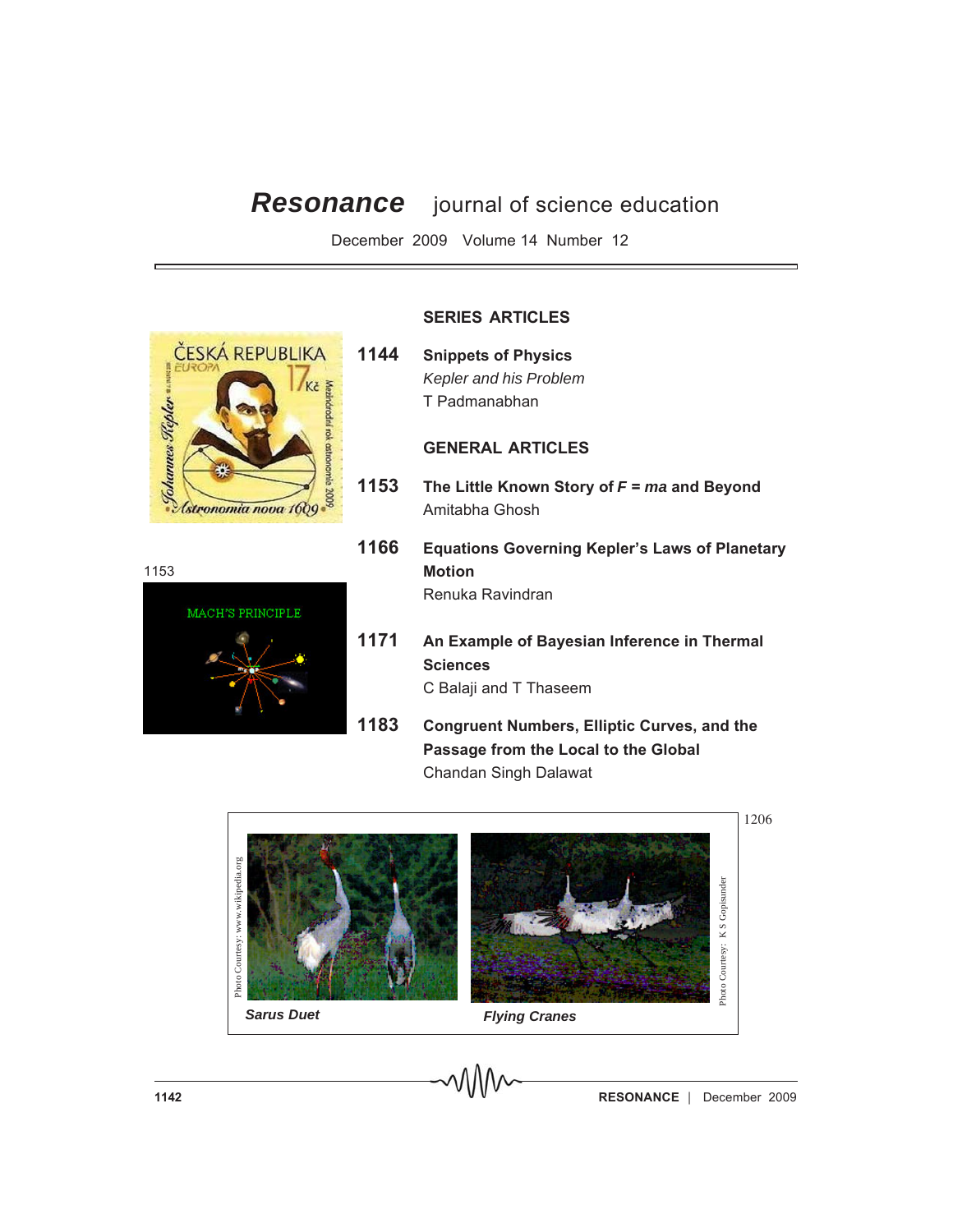# *Resonance* journal of science education

December 2009 Volume 14 Number 12

## SERIES ARTICLES

**1144** **Snippets of Physics**
*Kepler and his Problem*
T Padmanabhan

## GENERAL ARTICLES

**1153** **The Little Known Story of *F* = *ma* and Beyond**
Amitabha Ghosh

**1166** **Equations Governing Kepler's Laws of Planetary Motion**
Renuka Ravindran

**1171** **An Example of Bayesian Inference in Thermal Sciences**
C Balaji and T Thaseem

**1183** **Congruent Numbers, Elliptic Curves, and the Passage from the Local to the Global**
Chandan Singh Dalawat

1153

1206

Photo Courtesy: www.wikipedia.org

*Sarus Duet*

Photo Courtesy: K S Gopisunder

*Flying Cranes*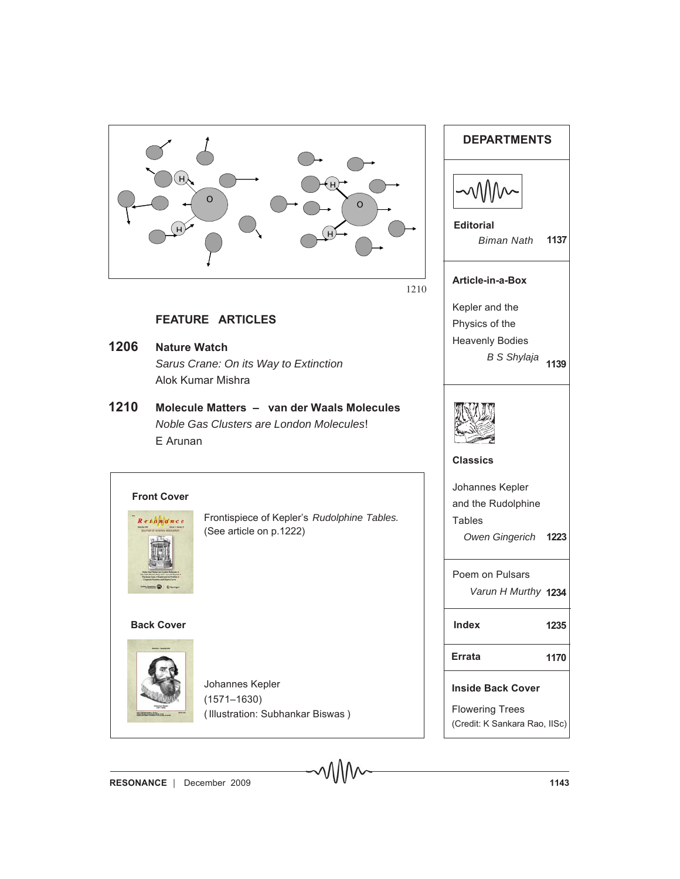1210

## FEATURE ARTICLES

**1206** **Nature Watch**

*Sarus Crane: On its Way to Extinction*

Alok Kumar Mishra

**1210** **Molecule Matters – van der Waals Molecules**

*Noble Gas Clusters are London Molecules*!

E Arunan

**Front Cover**

Frontispiece of Kepler's *Rudolphine Tables.* (See article on p.1222)

**Back Cover**

Johannes Kepler (1571–1630) (Illustration: Subhankar Biswas)

## DEPARTMENTS

**Editorial**

*Biman Nath* **1137**

**Article-in-a-Box**

Kepler and the Physics of the Heavenly Bodies

*B S Shylaja* **1139**

**Classics**

Johannes Kepler and the Rudolphine Tables

*Owen Gingerich* **1223**

Poem on Pulsars

*Varun H Murthy* **1234**

**Index** **1235**

**Errata** **1170**

**Inside Back Cover**

Flowering Trees

(Credit: K Sankara Rao, IISc)